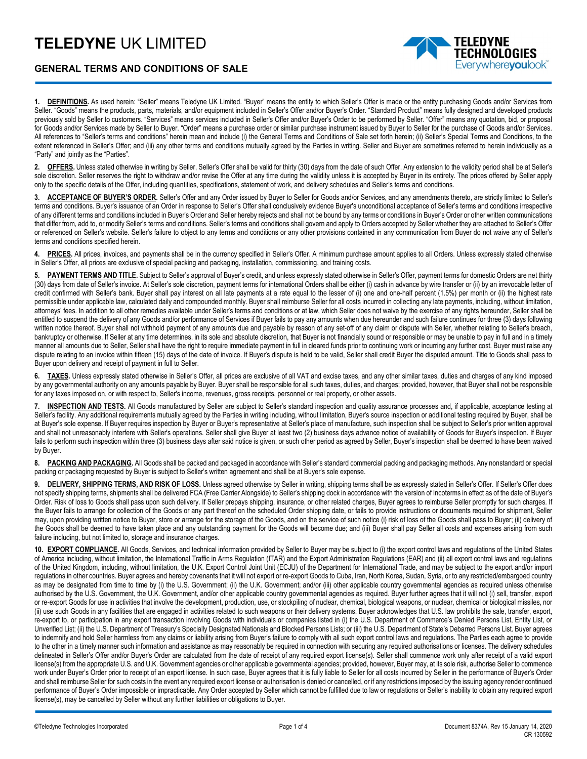# TELEDYNE UK LIMITED

## GENERAL TERMS AND CONDITIONS OF SALE

**1. DEFINITIONS.** As used herein: "Seller" means Teledyne UK Limited. "Buyer" means the entity to which Seller's Offer is made or the entity purchasing Goods and/or Services from Seller. "Goods" means the products, parts, materials, and/or equipment included in Seller's Offer and/or Buyer's Order. "Standard Product" means fully designed and developed products previously sold by Seller to customers. "Services" means services included in Seller's Offer and/or Buyer's Order to be performed by Seller. "Offer" means any quotation, bid, or proposal for Goods and/or Services made by Seller to Buyer. "Order" means a purchase order or similar purchase instrument issued by Buyer to Seller for the purchase of Goods and/or Services. All references to "Seller's terms and conditions" herein mean and include (i) the General Terms and Conditions of Sale set forth herein; (ii) Seller's Special Terms and Conditions, to the extent referenced in Seller's Offer; and (iii) any other terms and conditions mutually agreed by the Parties in writing. Seller and Buyer are sometimes referred to herein individually as a "Party" and jointly as the "Parties".

**2. OFFERS.** Unless stated otherwise in writing by Seller, Seller's Offer shall be valid for thirty (30) days from the date of such Offer. Any extension to the validity period shall be at Seller's sole discretion. Seller reserves the right to withdraw and/or revise the Offer at any time during the validity unless it is accepted by Buyer in its entirety. The prices offered by Seller apply only to the specific details of the Offer, including quantities, specifications, statement of work, and delivery schedules and Seller's terms and conditions.

**3. ACCEPTANCE OF BUYER'S ORDER.** Seller's Offer and any Order issued by Buyer to Seller for Goods and/or Services, and any amendments thereto, are strictly limited to Seller's terms and conditions. Buyer's issuance of an Order in response to Seller's Offer shall conclusively evidence Buyer's unconditional acceptance of Seller's terms and conditions irrespective of any different terms and conditions included in Buyer's Order and Seller hereby rejects and shall not be bound by any terms or conditions in Buyer's Order or other written communications that differ from, add to, or modify Seller's terms and conditions. Seller's terms and conditions shall govern and apply to Orders accepted by Seller whether they are attached to Seller's Offer or referenced on Seller's website. Seller's failure to object to any terms and conditions or any other provisions contained in any communication from Buyer do not waive any of Seller's terms and conditions specified herein.

**4. PRICES.** All prices, invoices, and payments shall be in the currency specified in Seller's Offer. A minimum purchase amount applies to all Orders. Unless expressly stated otherwise in Seller's Offer, all prices are exclusive of special packing and packaging, installation, commissioning, and training costs.

**5. PAYMENT TERMS AND TITLE.** Subject to Seller's approval of Buyer's credit, and unless expressly stated otherwise in Seller's Offer, payment terms for domestic Orders are net thirty (30) days from date of Seller's invoice. At Seller's sole discretion, payment terms for international Orders shall be either (i) cash in advance by wire transfer or (ii) by an irrevocable letter of credit confirmed with Seller's bank. Buyer shall pay interest on all late payments at a rate equal to the lesser of (i) one and one-half percent (1.5%) per month or (ii) the highest rate permissible under applicable law, calculated daily and compounded monthly. Buyer shall reimburse Seller for all costs incurred in collecting any late payments, including, without limitation, attorneys' fees. In addition to all other remedies available under Seller's terms and conditions or at law, which Seller does not waive by the exercise of any rights hereunder, Seller shall be entitled to suspend the delivery of any Goods and/or performance of Services if Buyer fails to pay any amounts when due hereunder and such failure continues for three (3) days following written notice thereof. Buyer shall not withhold payment of any amounts due and payable by reason of any set-off of any claim or dispute with Seller, whether relating to Seller's breach, bankruptcy or otherwise. If Seller at any time determines, in its sole and absolute discretion, that Buyer is not financially sound or responsible or may be unable to pay in full and in a timely manner all amounts due to Seller, Seller shall have the right to require immediate payment in full in cleared funds prior to continuing work or incurring any further cost. Buyer must raise any dispute relating to an invoice within fifteen (15) days of the date of invoice. If Buyer's dispute is held to be valid, Seller shall credit Buyer the disputed amount. Title to Goods shall pass to Buyer upon delivery and receipt of payment in full to Seller.

**6. TAXES.** Unless expressly stated otherwise in Seller's Offer, all prices are exclusive of all VAT and excise taxes, and any other similar taxes, duties and charges of any kind imposed by any governmental authority on any amounts payable by Buyer. Buyer shall be responsible for all such taxes, duties, and charges; provided, however, that Buyer shall not be responsible for any taxes imposed on, or with respect to, Seller's income, revenues, gross receipts, personnel or real property, or other assets.

**7. INSPECTION AND TESTS.** All Goods manufactured by Seller are subject to Seller's standard inspection and quality assurance processes and, if applicable, acceptance testing at Seller's facility. Any additional requirements mutually agreed by the Parties in writing including, without limitation, Buyer's source inspection or additional testing required by Buyer, shall be at Buyer's sole expense. If Buyer requires inspection by Buyer or Buyer's representative at Seller's place of manufacture, such inspection shall be subject to Seller's prior written approval and shall not unreasonably interfere with Seller's operations. Seller shall give Buyer at least two (2) business days advance notice of availability of Goods for Buyer's inspection. If Buyer fails to perform such inspection within three (3) business days after said notice is given, or such other period as agreed by Seller, Buyer's inspection shall be deemed to have been waived by Buyer.

**8. PACKING AND PACKAGING.** All Goods shall be packed and packaged in accordance with Seller's standard commercial packing and packaging methods. Any nonstandard or special packing or packaging requested by Buyer is subject to Seller's written agreement and shall be at Buyer's sole expense.

**9. DELIVERY, SHIPPING TERMS, AND RISK OF LOSS.** Unless agreed otherwise by Seller in writing, shipping terms shall be as expressly stated in Seller's Offer. If Seller's Offer does not specify shipping terms, shipments shall be delivered FCA (Free Carrier Alongside) to Seller's shipping dock in accordance with the version of Incoterms in effect as of the date of Buyer's Order. Risk of loss to Goods shall pass upon such delivery. If Seller prepays shipping, insurance, or other related charges, Buyer agrees to reimburse Seller promptly for such charges. If the Buyer fails to arrange for collection of the Goods or any part thereof on the scheduled Order shipping date, or fails to provide instructions or documents required for shipment, Seller may, upon providing written notice to Buyer, store or arrange for the storage of the Goods, and on the service of such notice (i) risk of loss of the Goods shall pass to Buyer; (ii) delivery of the Goods shall be deemed to have taken place and any outstanding payment for the Goods will become due; and (iii) Buyer shall pay Seller all costs and expenses arising from such failure including, but not limited to, storage and insurance charges.

**10. EXPORT COMPLIANCE.** All Goods, Services, and technical information provided by Seller to Buyer may be subject to (i) the export control laws and regulations of the United States of America including, without limitation, the International Traffic in Arms Regulation (ITAR) and the Export Administration Regulations (EAR) and (ii) all export control laws and regulations of the United Kingdom, including, without limitation, the U.K. Export Control Joint Unit (ECJU) of the Department for International Trade, and may be subject to the export and/or import regulations in other countries. Buyer agrees and hereby covenants that it will not export or re-export Goods to Cuba, Iran, North Korea, Sudan, Syria, or to any restricted/embargoed country as may be designated from time to time by (i) the U.S. Government; (ii) the U.K. Government; and/or (iii) other applicable country governmental agencies as required unless otherwise authorised by the U.S. Government, the U.K. Government, and/or other applicable country governmental agencies as required. Buyer further agrees that it will not (i) sell, transfer, export or re-export Goods for use in activities that involve the development, production, use, or stockpiling of nuclear, chemical, biological weapons, or nuclear, chemical or biological missiles, nor (ii) use such Goods in any facilities that are engaged in activities related to such weapons or their delivery systems. Buyer acknowledges that U.S. law prohibits the sale, transfer, export, re-export to, or participation in any export transaction involving Goods with individuals or companies listed in (i) the U.S. Department of Commerce's Denied Persons List, Entity List, or Unverified List; (ii) the U.S. Department of Treasury's Specially Designated Nationals and Blocked Persons Lists; or (iii) the U.S. Department of State's Debarred Persons List. Buyer agrees to indemnify and hold Seller harmless from any claims or liability arising from Buyer's failure to comply with all such export control laws and regulations. The Parties each agree to provide to the other in a timely manner such information and assistance as may reasonably be required in connection with securing any required authorisations or licenses. The delivery schedules delineated in Seller's Offer and/or Buyer's Order are calculated from the date of receipt of any required export license(s). Seller shall commence work only after receipt of a valid export license(s) from the appropriate U.S. and U.K. Government agencies or other applicable governmental agencies; provided, however, Buyer may, at its sole risk, authorise Seller to commence work under Buyer's Order prior to receipt of an export license. In such case, Buyer agrees that it is fully liable to Seller for all costs incurred by Seller in the performance of Buyer's Order and shall reimburse Seller for such costs in the event any required export license or authorisation is denied or cancelled, or if any restrictions imposed by the issuing agency render continued performance of Buyer's Order impossible or impracticable. Any Order accepted by Seller which cannot be fulfilled due to law or regulations or Seller's inability to obtain any required export license(s), may be cancelled by Seller without any further liabilities or obligations to Buyer.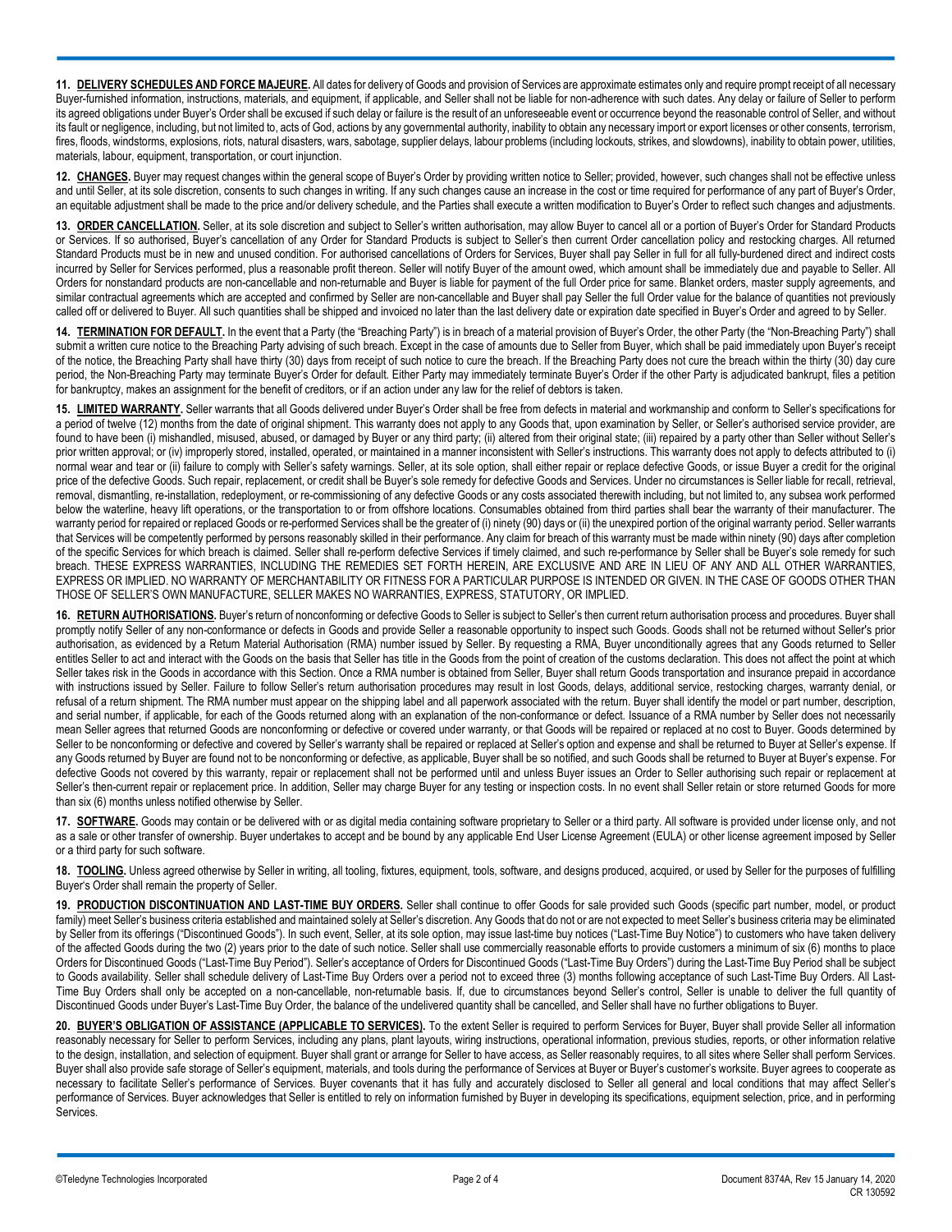**11. DELIVERY SCHEDULES AND FORCE MAJEURE.** All dates for delivery of Goods and provision of Services are approximate estimates only and require prompt receipt of all necessary Buyer-furnished information, instructions, materials, and equipment, if applicable, and Seller shall not be liable for non-adherence with such dates. Any delay or failure of Seller to perform its agreed obligations under Buyer's Order shall be excused if such delay or failure is the result of an unforeseeable event or occurrence beyond the reasonable control of Seller, and without its fault or negligence, including, but not limited to, acts of God, actions by any governmental authority, inability to obtain any necessary import or export licenses or other consents, terrorism, fires, floods, windstorms, explosions, riots, natural disasters, wars, sabotage, supplier delays, labour problems (including lockouts, strikes, and slowdowns), inability to obtain power, utilities, materials, labour, equipment, transportation, or court injunction.

**12. CHANGES.** Buyer may request changes within the general scope of Buyer's Order by providing written notice to Seller; provided, however, such changes shall not be effective unless and until Seller, at its sole discretion, consents to such changes in writing. If any such changes cause an increase in the cost or time required for performance of any part of Buyer's Order, an equitable adjustment shall be made to the price and/or delivery schedule, and the Parties shall execute a written modification to Buyer's Order to reflect such changes and adjustments.

**13. ORDER CANCELLATION.** Seller, at its sole discretion and subject to Seller's written authorisation, may allow Buyer to cancel all or a portion of Buyer's Order for Standard Products or Services. If so authorised, Buyer's cancellation of any Order for Standard Products is subject to Seller's then current Order cancellation policy and restocking charges. All returned Standard Products must be in new and unused condition. For authorised cancellations of Orders for Services, Buyer shall pay Seller in full for all fully-burdened direct and indirect costs incurred by Seller for Services performed, plus a reasonable profit thereon. Seller will notify Buyer of the amount owed, which amount shall be immediately due and payable to Seller. All Orders for nonstandard products are non-cancellable and non-returnable and Buyer is liable for payment of the full Order price for same. Blanket orders, master supply agreements, and similar contractual agreements which are accepted and confirmed by Seller are non-cancellable and Buyer shall pay Seller the full Order value for the balance of quantities not previously called off or delivered to Buyer. All such quantities shall be shipped and invoiced no later than the last delivery date or expiration date specified in Buyer's Order and agreed to by Seller.

**14. TERMINATION FOR DEFAULT.** In the event that a Party (the "Breaching Party") is in breach of a material provision of Buyer's Order, the other Party (the "Non-Breaching Party") shall submit a written cure notice to the Breaching Party advising of such breach. Except in the case of amounts due to Seller from Buyer, which shall be paid immediately upon Buyer's receipt of the notice, the Breaching Party shall have thirty (30) days from receipt of such notice to cure the breach. If the Breaching Party does not cure the breach within the thirty (30) day cure period, the Non-Breaching Party may terminate Buyer's Order for default. Either Party may immediately terminate Buyer's Order if the other Party is adjudicated bankrupt, files a petition for bankruptcy, makes an assignment for the benefit of creditors, or if an action under any law for the relief of debtors is taken.

**15. LIMITED WARRANTY.** Seller warrants that all Goods delivered under Buyer's Order shall be free from defects in material and workmanship and conform to Seller's specifications for a period of twelve (12) months from the date of original shipment. This warranty does not apply to any Goods that, upon examination by Seller, or Seller's authorised service provider, are found to have been (i) mishandled, misused, abused, or damaged by Buyer or any third party; (ii) altered from their original state; (iii) repaired by a party other than Seller without Seller's prior written approval; or (iv) improperly stored, installed, operated, or maintained in a manner inconsistent with Seller's instructions. This warranty does not apply to defects attributed to (i) normal wear and tear or (ii) failure to comply with Seller's safety warnings. Seller, at its sole option, shall either repair or replace defective Goods, or issue Buyer a credit for the original price of the defective Goods. Such repair, replacement, or credit shall be Buyer's sole remedy for defective Goods and Services. Under no circumstances is Seller liable for recall, retrieval, removal, dismantling, re-installation, redeployment, or re-commissioning of any defective Goods or any costs associated therewith including, but not limited to, any subsea work performed below the waterline, heavy lift operations, or the transportation to or from offshore locations. Consumables obtained from third parties shall bear the warranty of their manufacturer. The warranty period for repaired or replaced Goods or re-performed Services shall be the greater of (i) ninety (90) days or (ii) the unexpired portion of the original warranty period. Seller warrants that Services will be competently performed by persons reasonably skilled in their performance. Any claim for breach of this warranty must be made within ninety (90) days after completion of the specific Services for which breach is claimed. Seller shall re-perform defective Services if timely claimed, and such re-performance by Seller shall be Buyer's sole remedy for such breach. THESE EXPRESS WARRANTIES, INCLUDING THE REMEDIES SET FORTH HEREIN, ARE EXCLUSIVE AND ARE IN LIEU OF ANY AND ALL OTHER WARRANTIES, EXPRESS OR IMPLIED. NO WARRANTY OF MERCHANTABILITY OR FITNESS FOR A PARTICULAR PURPOSE IS INTENDED OR GIVEN. IN THE CASE OF GOODS OTHER THAN THOSE OF SELLER'S OWN MANUFACTURE, SELLER MAKES NO WARRANTIES, EXPRESS, STATUTORY, OR IMPLIED.

**16. RETURN AUTHORISATIONS.** Buyer's return of nonconforming or defective Goods to Seller is subject to Seller's then current return authorisation process and procedures. Buyer shall promptly notify Seller of any non-conformance or defects in Goods and provide Seller a reasonable opportunity to inspect such Goods. Goods shall not be returned without Seller's prior authorisation, as evidenced by a Return Material Authorisation (RMA) number issued by Seller. By requesting a RMA, Buyer unconditionally agrees that any Goods returned to Seller entitles Seller to act and interact with the Goods on the basis that Seller has title in the Goods from the point of creation of the customs declaration. This does not affect the point at which Seller takes risk in the Goods in accordance with this Section. Once a RMA number is obtained from Seller, Buyer shall return Goods transportation and insurance prepaid in accordance with instructions issued by Seller. Failure to follow Seller's return authorisation procedures may result in lost Goods, delays, additional service, restocking charges, warranty denial, or refusal of a return shipment. The RMA number must appear on the shipping label and all paperwork associated with the return. Buyer shall identify the model or part number, description, and serial number, if applicable, for each of the Goods returned along with an explanation of the non-conformance or defect. Issuance of a RMA number by Seller does not necessarily mean Seller agrees that returned Goods are nonconforming or defective or covered under warranty, or that Goods will be repaired or replaced at no cost to Buyer. Goods determined by Seller to be nonconforming or defective and covered by Seller's warranty shall be repaired or replaced at Seller's option and expense and shall be returned to Buyer at Seller's expense. If any Goods returned by Buyer are found not to be nonconforming or defective, as applicable, Buyer shall be so notified, and such Goods shall be returned to Buyer at Buyer's expense. For defective Goods not covered by this warranty, repair or replacement shall not be performed until and unless Buyer issues an Order to Seller authorising such repair or replacement at Seller's then-current repair or replacement price. In addition, Seller may charge Buyer for any testing or inspection costs. In no event shall Seller retain or store returned Goods for more than six (6) months unless notified otherwise by Seller.

**17. SOFTWARE.** Goods may contain or be delivered with or as digital media containing software proprietary to Seller or a third party. All software is provided under license only, and not as a sale or other transfer of ownership. Buyer undertakes to accept and be bound by any applicable End User License Agreement (EULA) or other license agreement imposed by Seller or a third party for such software.

**18. TOOLING.** Unless agreed otherwise by Seller in writing, all tooling, fixtures, equipment, tools, software, and designs produced, acquired, or used by Seller for the purposes of fulfilling Buyer's Order shall remain the property of Seller.

**19. PRODUCTION DISCONTINUATION AND LAST-TIME BUY ORDERS.** Seller shall continue to offer Goods for sale provided such Goods (specific part number, model, or product family) meet Seller's business criteria established and maintained solely at Seller's discretion. Any Goods that do not or are not expected to meet Seller's business criteria may be eliminated by Seller from its offerings ("Discontinued Goods"). In such event, Seller, at its sole option, may issue last-time buy notices ("Last-Time Buy Notice") to customers who have taken delivery of the affected Goods during the two (2) years prior to the date of such notice. Seller shall use commercially reasonable efforts to provide customers a minimum of six (6) months to place Orders for Discontinued Goods ("Last-Time Buy Period"). Seller's acceptance of Orders for Discontinued Goods ("Last-Time Buy Orders") during the Last-Time Buy Period shall be subject to Goods availability. Seller shall schedule delivery of Last-Time Buy Orders over a period not to exceed three (3) months following acceptance of such Last-Time Buy Orders. All Last-Time Buy Orders shall only be accepted on a non-cancellable, non-returnable basis. If, due to circumstances beyond Seller's control, Seller is unable to deliver the full quantity of Discontinued Goods under Buyer's Last-Time Buy Order, the balance of the undelivered quantity shall be cancelled, and Seller shall have no further obligations to Buyer.

**20. BUYER'S OBLIGATION OF ASSISTANCE (APPLICABLE TO SERVICES).** To the extent Seller is required to perform Services for Buyer, Buyer shall provide Seller all information reasonably necessary for Seller to perform Services, including any plans, plant layouts, wiring instructions, operational information, previous studies, reports, or other information relative to the design, installation, and selection of equipment. Buyer shall grant or arrange for Seller to have access, as Seller reasonably requires, to all sites where Seller shall perform Services. Buyer shall also provide safe storage of Seller's equipment, materials, and tools during the performance of Services at Buyer or Buyer's customer's worksite. Buyer agrees to cooperate as necessary to facilitate Seller's performance of Services. Buyer covenants that it has fully and accurately disclosed to Seller all general and local conditions that may affect Seller's performance of Services. Buyer acknowledges that Seller is entitled to rely on information furnished by Buyer in developing its specifications, equipment selection, price, and in performing Services.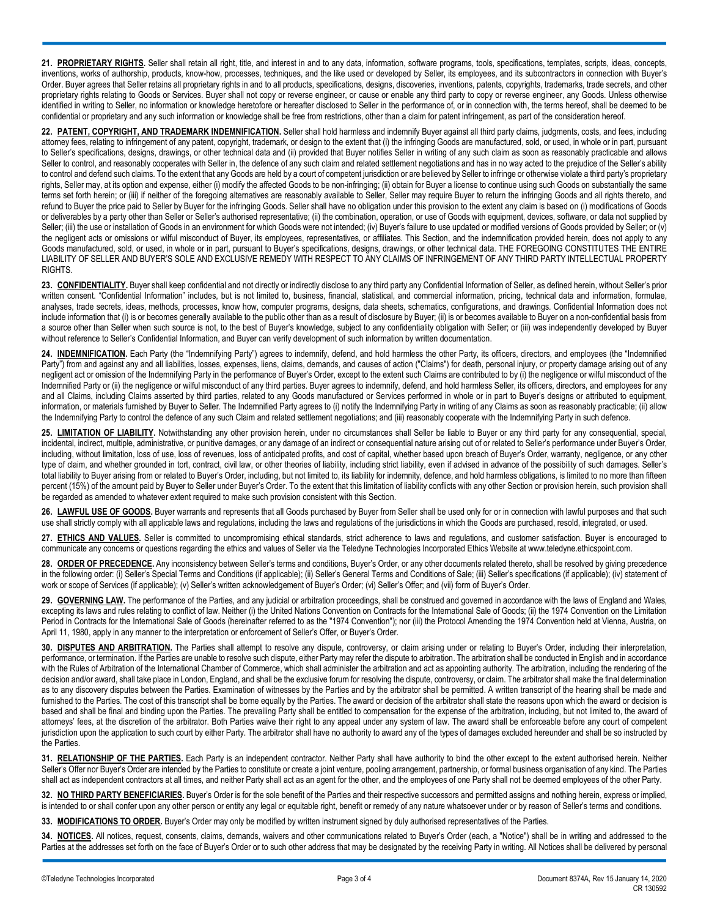**21. PROPRIETARY RIGHTS.** Seller shall retain all right, title, and interest in and to any data, information, software programs, tools, specifications, templates, scripts, ideas, concepts, inventions, works of authorship, products, know-how, processes, techniques, and the like used or developed by Seller, its employees, and its subcontractors in connection with Buyer's Order. Buyer agrees that Seller retains all proprietary rights in and to all products, specifications, designs, discoveries, inventions, patents, copyrights, trademarks, trade secrets, and other proprietary rights relating to Goods or Services. Buyer shall not copy or reverse engineer, or cause or enable any third party to copy or reverse engineer, any Goods. Unless otherwise identified in writing to Seller, no information or knowledge heretofore or hereafter disclosed to Seller in the performance of, or in connection with, the terms hereof, shall be deemed to be confidential or proprietary and any such information or knowledge shall be free from restrictions, other than a claim for patent infringement, as part of the consideration hereof.

**22. PATENT, COPYRIGHT, AND TRADEMARK INDEMNIFICATION.** Seller shall hold harmless and indemnify Buyer against all third party claims, judgments, costs, and fees, including attorney fees, relating to infringement of any patent, copyright, trademark, or design to the extent that (i) the infringing Goods are manufactured, sold, or used, in whole or in part, pursuant to Seller's specifications, designs, drawings, or other technical data and (ii) provided that Buyer notifies Seller in writing of any such claim as soon as reasonably practicable and allows Seller to control, and reasonably cooperates with Seller in, the defence of any such claim and related settlement negotiations and has in no way acted to the prejudice of the Seller's ability to control and defend such claims. To the extent that any Goods are held by a court of competent jurisdiction or are believed by Seller to infringe or otherwise violate a third party's proprietary rights, Seller may, at its option and expense, either (i) modify the affected Goods to be non-infringing; (ii) obtain for Buyer a license to continue using such Goods on substantially the same terms set forth herein; or (iii) if neither of the foregoing alternatives are reasonably available to Seller, Seller may require Buyer to return the infringing Goods and all rights thereto, and refund to Buyer the price paid to Seller by Buyer for the infringing Goods. Seller shall have no obligation under this provision to the extent any claim is based on (i) modifications of Goods or deliverables by a party other than Seller or Seller's authorised representative; (ii) the combination, operation, or use of Goods with equipment, devices, software, or data not supplied by Seller; (iii) the use or installation of Goods in an environment for which Goods were not intended; (iv) Buyer's failure to use updated or modified versions of Goods provided by Seller; or (v) the negligent acts or omissions or wilful misconduct of Buyer, its employees, representatives, or affiliates. This Section, and the indemnification provided herein, does not apply to any Goods manufactured, sold, or used, in whole or in part, pursuant to Buyer's specifications, designs, drawings, or other technical data. THE FOREGOING CONSTITUTES THE ENTIRE LIABILITY OF SELLER AND BUYER'S SOLE AND EXCLUSIVE REMEDY WITH RESPECT TO ANY CLAIMS OF INFRINGEMENT OF ANY THIRD PARTY INTELLECTUAL PROPERTY RIGHTS.

**23. CONFIDENTIALITY.** Buyer shall keep confidential and not directly or indirectly disclose to any third party any Confidential Information of Seller, as defined herein, without Seller's prior written consent. "Confidential Information" includes, but is not limited to, business, financial, statistical, and commercial information, pricing, technical data and information, formulae, analyses, trade secrets, ideas, methods, processes, know how, computer programs, designs, data sheets, schematics, configurations, and drawings. Confidential Information does not include information that (i) is or becomes generally available to the public other than as a result of disclosure by Buyer; (ii) is or becomes available to Buyer on a non-confidential basis from a source other than Seller when such source is not, to the best of Buyer's knowledge, subject to any confidentiality obligation with Seller; or (iii) was independently developed by Buyer without reference to Seller's Confidential Information, and Buyer can verify development of such information by written documentation.

**24. INDEMNIFICATION.** Each Party (the "Indemnifying Party") agrees to indemnify, defend, and hold harmless the other Party, its officers, directors, and employees (the "Indemnified Party") from and against any and all liabilities, losses, expenses, liens, claims, demands, and causes of action ("Claims") for death, personal injury, or property damage arising out of any negligent act or omission of the Indemnifying Party in the performance of Buyer's Order, except to the extent such Claims are contributed to by (i) the negligence or wilful misconduct of the Indemnified Party or (ii) the negligence or wilful misconduct of any third parties. Buyer agrees to indemnify, defend, and hold harmless Seller, its officers, directors, and employees for any and all Claims, including Claims asserted by third parties, related to any Goods manufactured or Services performed in whole or in part to Buyer's designs or attributed to equipment, information, or materials furnished by Buyer to Seller. The Indemnified Party agrees to (i) notify the Indemnifying Party in writing of any Claims as soon as reasonably practicable; (ii) allow the Indemnifying Party to control the defence of any such Claim and related settlement negotiations; and (iii) reasonably cooperate with the Indemnifying Party in such defence.

**25. LIMITATION OF LIABILITY.** Notwithstanding any other provision herein, under no circumstances shall Seller be liable to Buyer or any third party for any consequential, special, incidental, indirect, multiple, administrative, or punitive damages, or any damage of an indirect or consequential nature arising out of or related to Seller's performance under Buyer's Order, including, without limitation, loss of use, loss of revenues, loss of anticipated profits, and cost of capital, whether based upon breach of Buyer's Order, warranty, negligence, or any other type of claim, and whether grounded in tort, contract, civil law, or other theories of liability, including strict liability, even if advised in advance of the possibility of such damages. Seller's total liability to Buyer arising from or related to Buyer's Order, including, but not limited to, its liability for indemnity, defence, and hold harmless obligations, is limited to no more than fifteen percent (15%) of the amount paid by Buyer to Seller under Buyer's Order. To the extent that this limitation of liability conflicts with any other Section or provision herein, such provision shall be regarded as amended to whatever extent required to make such provision consistent with this Section.

**26. LAWFUL USE OF GOODS.** Buyer warrants and represents that all Goods purchased by Buyer from Seller shall be used only for or in connection with lawful purposes and that such use shall strictly comply with all applicable laws and regulations, including the laws and regulations of the jurisdictions in which the Goods are purchased, resold, integrated, or used.

**27. ETHICS AND VALUES.** Seller is committed to uncompromising ethical standards, strict adherence to laws and regulations, and customer satisfaction. Buyer is encouraged to communicate any concerns or questions regarding the ethics and values of Seller via the Teledyne Technologies Incorporated Ethics Website at www.teledyne.ethicspoint.com.

**28. ORDER OF PRECEDENCE.** Any inconsistency between Seller's terms and conditions, Buyer's Order, or any other documents related thereto, shall be resolved by giving precedence in the following order: (i) Seller's Special Terms and Conditions (if applicable); (ii) Seller's General Terms and Conditions of Sale; (iii) Seller's specifications (if applicable); (iv) statement of work or scope of Services (if applicable); (v) Seller's written acknowledgement of Buyer's Order; (vi) Seller's Offer; and (vii) form of Buyer's Order.

**29. GOVERNING LAW.** The performance of the Parties, and any judicial or arbitration proceedings, shall be construed and governed in accordance with the laws of England and Wales, excepting its laws and rules relating to conflict of law. Neither (i) the United Nations Convention on Contracts for the International Sale of Goods; (ii) the 1974 Convention on the Limitation Period in Contracts for the International Sale of Goods (hereinafter referred to as the "1974 Convention"); nor (iii) the Protocol Amending the 1974 Convention held at Vienna, Austria, on April 11, 1980, apply in any manner to the interpretation or enforcement of Seller's Offer, or Buyer's Order.

**30. DISPUTES AND ARBITRATION.** The Parties shall attempt to resolve any dispute, controversy, or claim arising under or relating to Buyer's Order, including their interpretation, performance, or termination. If the Parties are unable to resolve such dispute, either Party may refer the dispute to arbitration. The arbitration shall be conducted in English and in accordance with the Rules of Arbitration of the International Chamber of Commerce, which shall administer the arbitration and act as appointing authority. The arbitration, including the rendering of the decision and/or award, shall take place in London, England, and shall be the exclusive forum for resolving the dispute, controversy, or claim. The arbitrator shall make the final determination as to any discovery disputes between the Parties. Examination of witnesses by the Parties and by the arbitrator shall be permitted. A written transcript of the hearing shall be made and furnished to the Parties. The cost of this transcript shall be borne equally by the Parties. The award or decision of the arbitrator shall state the reasons upon which the award or decision is based and shall be final and binding upon the Parties. The prevailing Party shall be entitled to compensation for the expense of the arbitration, including, but not limited to, the award of attorneys' fees, at the discretion of the arbitrator. Both Parties waive their right to any appeal under any system of law. The award shall be enforceable before any court of competent jurisdiction upon the application to such court by either Party. The arbitrator shall have no authority to award any of the types of damages excluded hereunder and shall be so instructed by the Parties.

**31. RELATIONSHIP OF THE PARTIES.** Each Party is an independent contractor. Neither Party shall have authority to bind the other except to the extent authorised herein. Neither Seller's Offer nor Buyer's Order are intended by the Parties to constitute or create a joint venture, pooling arrangement, partnership, or formal business organisation of any kind. The Parties shall act as independent contractors at all times, and neither Party shall act as an agent for the other, and the employees of one Party shall not be deemed employees of the other Party.

**32. NO THIRD PARTY BENEFICIARIES.** Buyer's Order is for the sole benefit of the Parties and their respective successors and permitted assigns and nothing herein, express or implied, is intended to or shall confer upon any other person or entity any legal or equitable right, benefit or remedy of any nature whatsoever under or by reason of Seller's terms and conditions.

**33. MODIFICATIONS TO ORDER.** Buyer's Order may only be modified by written instrument signed by duly authorised representatives of the Parties.

**34. NOTICES.** All notices, request, consents, claims, demands, waivers and other communications related to Buyer's Order (each, a "Notice") shall be in writing and addressed to the Parties at the addresses set forth on the face of Buyer's Order or to such other address that may be designated by the receiving Party in writing. All Notices shall be delivered by personal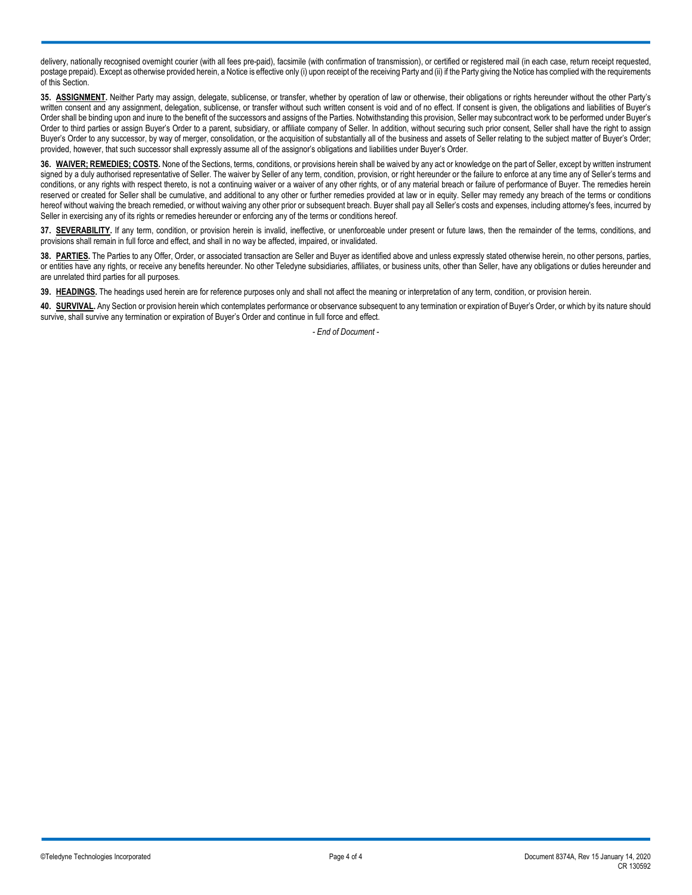delivery, nationally recognised overnight courier (with all fees pre-paid), facsimile (with confirmation of transmission), or certified or registered mail (in each case, return receipt requested, postage prepaid). Except as otherwise provided herein, a Notice is effective only (i) upon receipt of the receiving Party and (ii) if the Party giving the Notice has complied with the requirements of this Section.

**35. ASSIGNMENT.** Neither Party may assign, delegate, sublicense, or transfer, whether by operation of law or otherwise, their obligations or rights hereunder without the other Party's written consent and any assignment, delegation, sublicense, or transfer without such written consent is void and of no effect. If consent is given, the obligations and liabilities of Buyer's Order shall be binding upon and inure to the benefit of the successors and assigns of the Parties. Notwithstanding this provision, Seller may subcontract work to be performed under Buyer's Order to third parties or assign Buyer's Order to a parent, subsidiary, or affiliate company of Seller. In addition, without securing such prior consent, Seller shall have the right to assign Buyer's Order to any successor, by way of merger, consolidation, or the acquisition of substantially all of the business and assets of Seller relating to the subject matter of Buyer's Order; provided, however, that such successor shall expressly assume all of the assignor's obligations and liabilities under Buyer's Order.

**36. WAIVER; REMEDIES; COSTS.** None of the Sections, terms, conditions, or provisions herein shall be waived by any act or knowledge on the part of Seller, except by written instrument signed by a duly authorised representative of Seller. The waiver by Seller of any term, condition, provision, or right hereunder or the failure to enforce at any time any of Seller's terms and conditions, or any rights with respect thereto, is not a continuing waiver or a waiver of any other rights, or of any material breach or failure of performance of Buyer. The remedies herein reserved or created for Seller shall be cumulative, and additional to any other or further remedies provided at law or in equity. Seller may remedy any breach of the terms or conditions hereof without waiving the breach remedied, or without waiving any other prior or subsequent breach. Buyer shall pay all Seller's costs and expenses, including attorney's fees, incurred by Seller in exercising any of its rights or remedies hereunder or enforcing any of the terms or conditions hereof.

**37. SEVERABILITY.** If any term, condition, or provision herein is invalid, ineffective, or unenforceable under present or future laws, then the remainder of the terms, conditions, and provisions shall remain in full force and effect, and shall in no way be affected, impaired, or invalidated.

**38. PARTIES.** The Parties to any Offer, Order, or associated transaction are Seller and Buyer as identified above and unless expressly stated otherwise herein, no other persons, parties, or entities have any rights, or receive any benefits hereunder. No other Teledyne subsidiaries, affiliates, or business units, other than Seller, have any obligations or duties hereunder and are unrelated third parties for all purposes.

**39. HEADINGS.** The headings used herein are for reference purposes only and shall not affect the meaning or interpretation of any term, condition, or provision herein.

**40. SURVIVAL.** Any Section or provision herein which contemplates performance or observance subsequent to any termination or expiration of Buyer's Order, or which by its nature should survive, shall survive any termination or expiration of Buyer's Order and continue in full force and effect.

*- End of Document -*